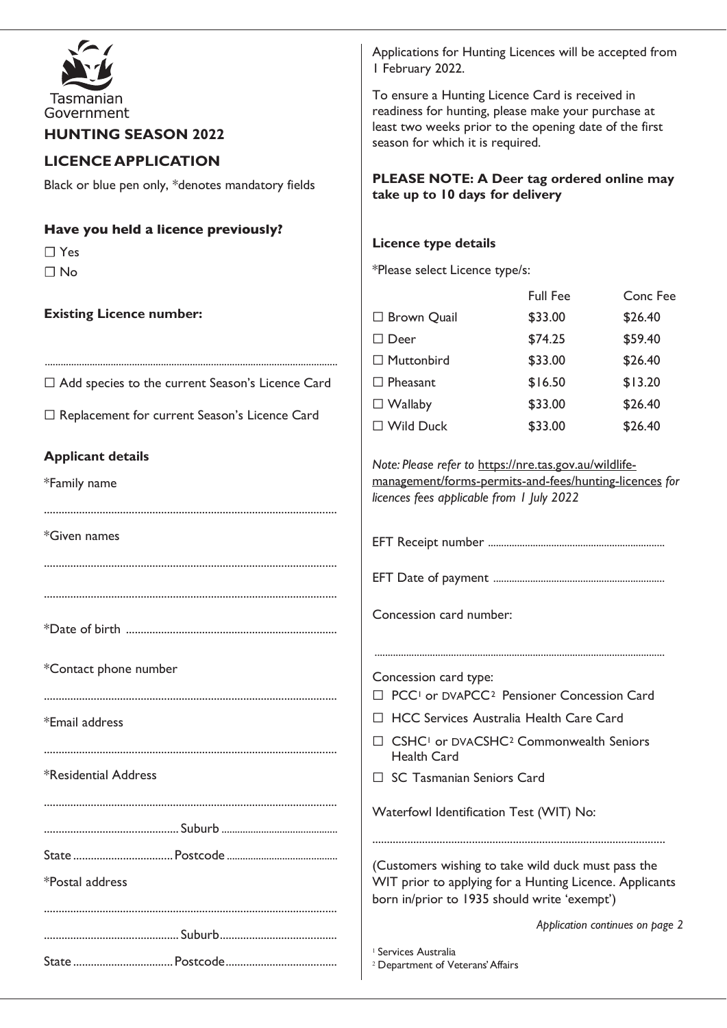Tasmanian Government

# HUNTING SEASON 2022

## LICENCE APPLICATION

Black or blue pen only, *denotes mandatory fields

**Have you held a licence previously?**

☐ Yes

☐ No

**Existing Licence number:**

..............................................................................................................

☐ Add species to the current Season's Licence Card

☐ Replacement for current Season's Licence Card

**Applicant details**

*Family name

..............................................................................................................

*Given names

..............................................................................................................

..............................................................................................................

*Date of birth ........................................................................

*Contact phone number

..............................................................................................................

*Email address

..............................................................................................................

*Residential Address

..............................................................................................................

.............................................. Suburb ...........................................

State .................................. Postcode .........................................

*Postal address

..............................................................................................................

.............................................. Suburb ...........................................

State .................................. Postcode .........................................

Applications for Hunting Licences will be accepted from 1 February 2022.

To ensure a Hunting Licence Card is received in readiness for hunting, please make your purchase at least two weeks prior to the opening date of the first season for which it is required.

**PLEASE NOTE: A Deer tag ordered online may take up to 10 days for delivery**

**Licence type details**

*Please select Licence type/s:

| | Full Fee | Conc Fee |
|---|---|---|
| ☐ Brown Quail | $33.00 | $26.40 |
| ☐ Deer | $74.25 | $59.40 |
| ☐ Muttonbird | $33.00 | $26.40 |
| ☐ Pheasant | $16.50 | $13.20 |
| ☐ Wallaby | $33.00 | $26.40 |
| ☐ Wild Duck | $33.00 | $26.40 |

*Note: Please refer to* https://nre.tas.gov.au/wildlife-management/forms-permits-and-fees/hunting-licences *for licences fees applicable from 1 July 2022*

EFT Receipt number ..................................................................

EFT Date of payment ................................................................

Concession card number:

..............................................................................................................

Concession card type:

☐ PCC[1] or DVAPCC[2] Pensioner Concession Card

☐ HCC Services Australia Health Care Card

☐ CSHC[1] or DVACSHC[2] Commonwealth Seniors Health Card

☐ SC Tasmanian Seniors Card

Waterfowl Identification Test (WIT) No:

..............................................................................................................

(Customers wishing to take wild duck must pass the WIT prior to applying for a Hunting Licence. Applicants born in/prior to 1935 should write 'exempt')

*Application continues on page 2*

[1] Services Australia
[2] Department of Veterans' Affairs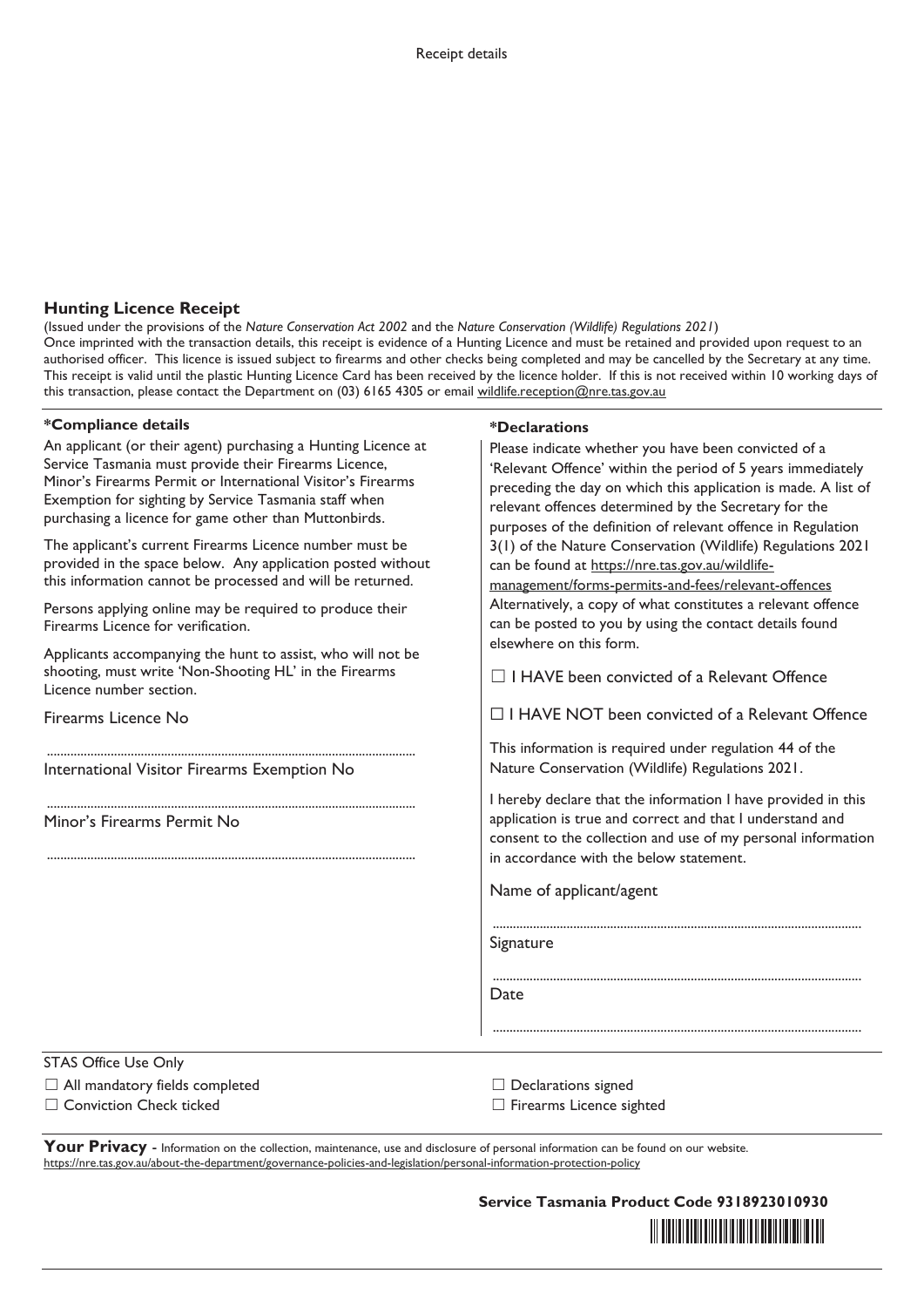Receipt details

## Hunting Licence Receipt

(Issued under the provisions of the *Nature Conservation Act 2002* and the *Nature Conservation (Wildlife) Regulations 2021*)
Once imprinted with the transaction details, this receipt is evidence of a Hunting Licence and must be retained and provided upon request to an authorised officer. This licence is issued subject to firearms and other checks being completed and may be cancelled by the Secretary at any time. This receipt is valid until the plastic Hunting Licence Card has been received by the licence holder. If this is not received within 10 working days of this transaction, please contact the Department on (03) 6165 4305 or email wildlife.reception@nre.tas.gov.au

### *Compliance details

An applicant (or their agent) purchasing a Hunting Licence at Service Tasmania must provide their Firearms Licence, Minor's Firearms Permit or International Visitor's Firearms Exemption for sighting by Service Tasmania staff when purchasing a licence for game other than Muttonbirds.

The applicant's current Firearms Licence number must be provided in the space below. Any application posted without this information cannot be processed and will be returned.

Persons applying online may be required to produce their Firearms Licence for verification.

Applicants accompanying the hunt to assist, who will not be shooting, must write 'Non-Shooting HL' in the Firearms Licence number section.

Firearms Licence No

............................................................................................

International Visitor Firearms Exemption No

............................................................................................

Minor's Firearms Permit No

............................................................................................

### *Declarations

Please indicate whether you have been convicted of a 'Relevant Offence' within the period of 5 years immediately preceding the day on which this application is made. A list of relevant offences determined by the Secretary for the purposes of the definition of relevant offence in Regulation 3(1) of the Nature Conservation (Wildlife) Regulations 2021 can be found at https://nre.tas.gov.au/wildlife-management/forms-permits-and-fees/relevant-offences Alternatively, a copy of what constitutes a relevant offence can be posted to you by using the contact details found elsewhere on this form.

☐ I HAVE been convicted of a Relevant Offence

☐ I HAVE NOT been convicted of a Relevant Offence

This information is required under regulation 44 of the Nature Conservation (Wildlife) Regulations 2021.

I hereby declare that the information I have provided in this application is true and correct and that I understand and consent to the collection and use of my personal information in accordance with the below statement.

Name of applicant/agent

............................................................................................

Signature

............................................................................................

Date

............................................................................................

STAS Office Use Only

☐ All mandatory fields completed

☐ Conviction Check ticked

☐ Declarations signed

☐ Firearms Licence sighted

**Your Privacy** - Information on the collection, maintenance, use and disclosure of personal information can be found on our website.
https://nre.tas.gov.au/about-the-department/governance-policies-and-legislation/personal-information-protection-policy

**Service Tasmania Product Code 9318923010930**